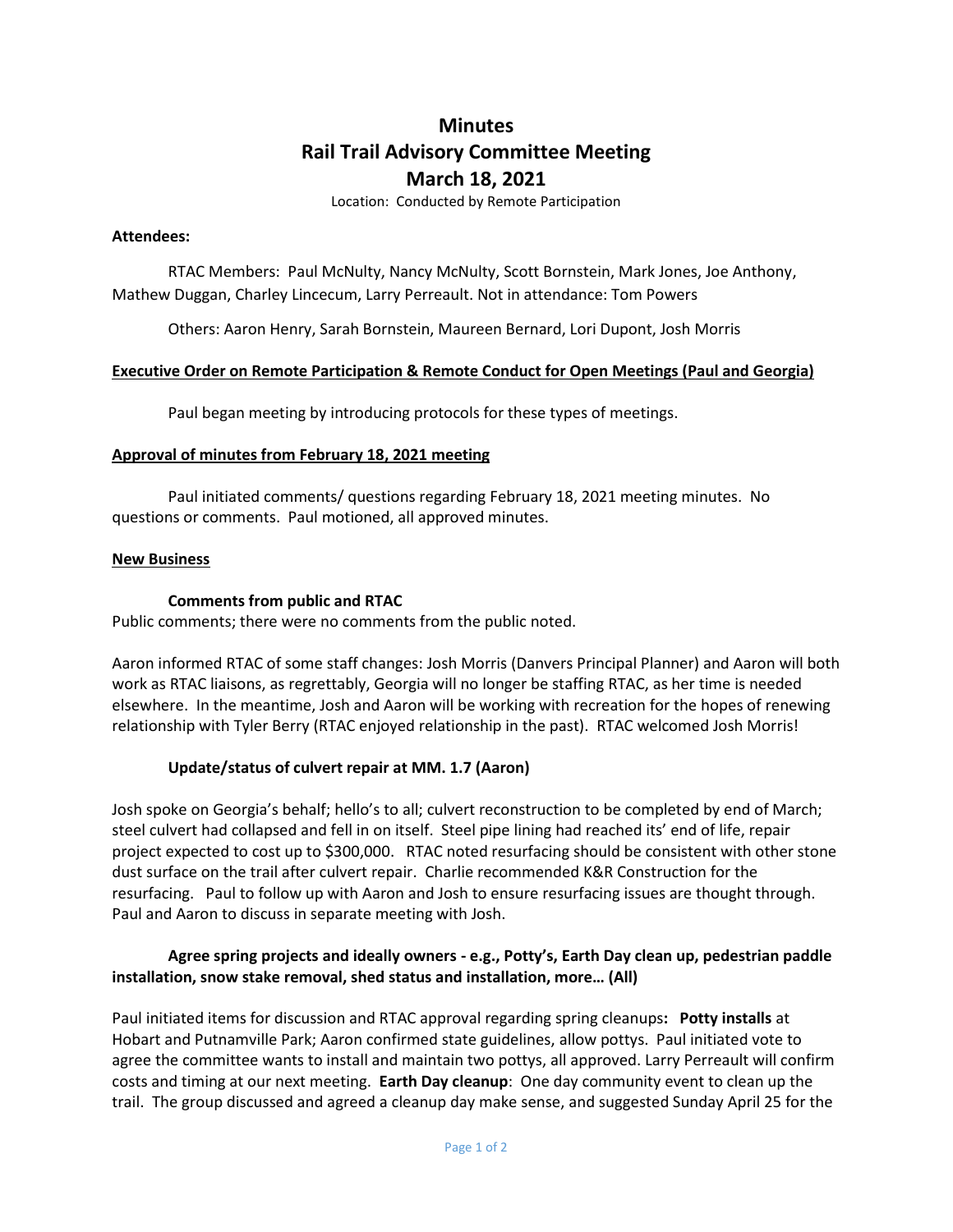# Minutes
# Rail Trail Advisory Committee Meeting
# March 18, 2021

Location: Conducted by Remote Participation

**Attendees:**

RTAC Members: Paul McNulty, Nancy McNulty, Scott Bornstein, Mark Jones, Joe Anthony, Mathew Duggan, Charley Lincecum, Larry Perreault. Not in attendance: Tom Powers

Others: Aaron Henry, Sarah Bornstein, Maureen Bernard, Lori Dupont, Josh Morris

**Executive Order on Remote Participation & Remote Conduct for Open Meetings (Paul and Georgia)**

Paul began meeting by introducing protocols for these types of meetings.

**Approval of minutes from February 18, 2021 meeting**

Paul initiated comments/ questions regarding February 18, 2021 meeting minutes. No questions or comments. Paul motioned, all approved minutes.

**New Business**

**Comments from public and RTAC**

Public comments; there were no comments from the public noted.

Aaron informed RTAC of some staff changes: Josh Morris (Danvers Principal Planner) and Aaron will both work as RTAC liaisons, as regrettably, Georgia will no longer be staffing RTAC, as her time is needed elsewhere. In the meantime, Josh and Aaron will be working with recreation for the hopes of renewing relationship with Tyler Berry (RTAC enjoyed relationship in the past). RTAC welcomed Josh Morris!

**Update/status of culvert repair at MM. 1.7 (Aaron)**

Josh spoke on Georgia's behalf; hello's to all; culvert reconstruction to be completed by end of March; steel culvert had collapsed and fell in on itself. Steel pipe lining had reached its' end of life, repair project expected to cost up to $300,000. RTAC noted resurfacing should be consistent with other stone dust surface on the trail after culvert repair. Charlie recommended K&R Construction for the resurfacing. Paul to follow up with Aaron and Josh to ensure resurfacing issues are thought through. Paul and Aaron to discuss in separate meeting with Josh.

**Agree spring projects and ideally owners - e.g., Potty's, Earth Day clean up, pedestrian paddle installation, snow stake removal, shed status and installation, more… (All)**

Paul initiated items for discussion and RTAC approval regarding spring cleanups**: Potty installs** at Hobart and Putnamville Park; Aaron confirmed state guidelines, allow pottys. Paul initiated vote to agree the committee wants to install and maintain two pottys, all approved. Larry Perreault will confirm costs and timing at our next meeting. **Earth Day cleanup**: One day community event to clean up the trail. The group discussed and agreed a cleanup day make sense, and suggested Sunday April 25 for the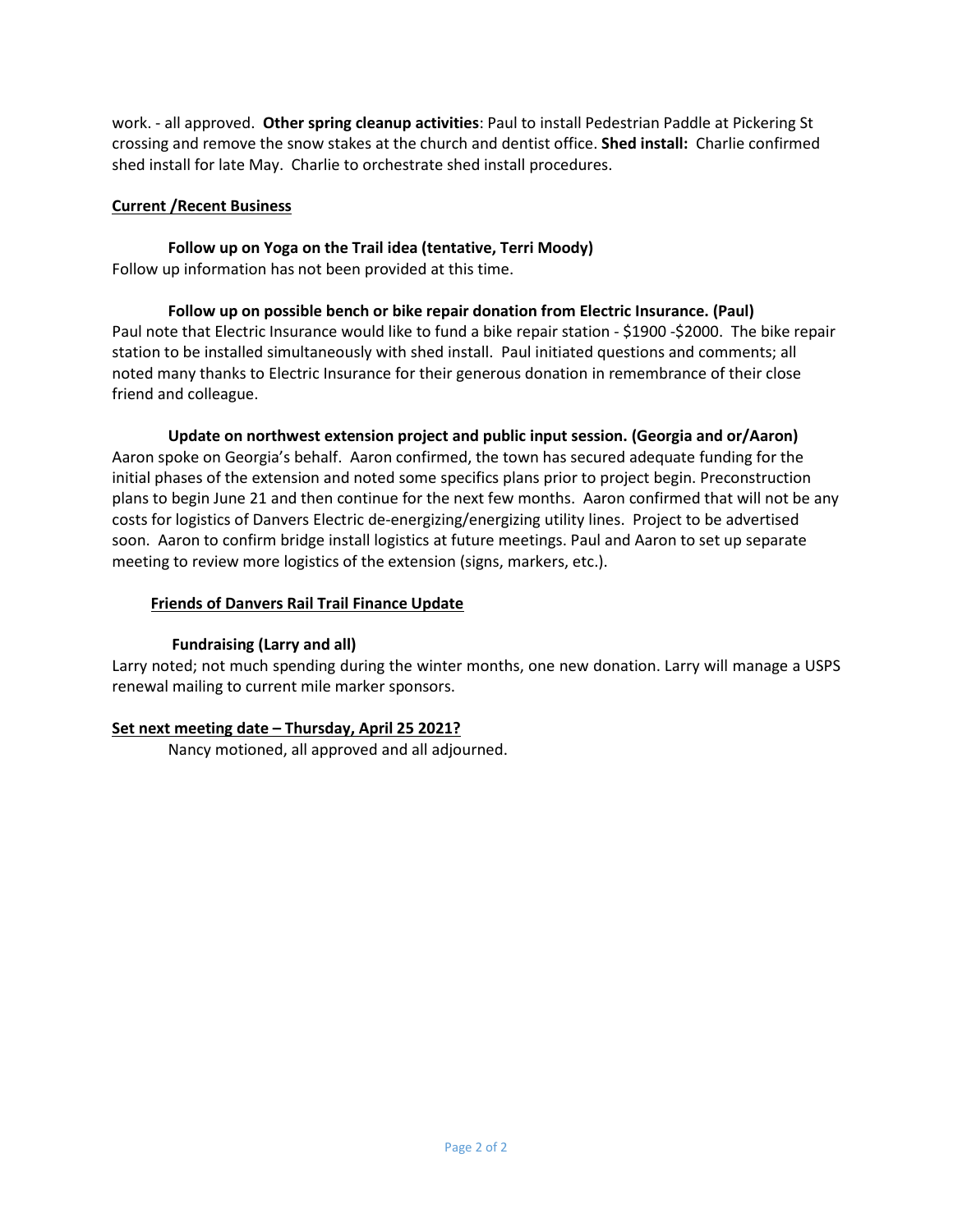work. - all approved. **Other spring cleanup activities**: Paul to install Pedestrian Paddle at Pickering St crossing and remove the snow stakes at the church and dentist office. **Shed install:** Charlie confirmed shed install for late May. Charlie to orchestrate shed install procedures.

## Current /Recent Business

**Follow up on Yoga on the Trail idea (tentative, Terri Moody)**

Follow up information has not been provided at this time.

**Follow up on possible bench or bike repair donation from Electric Insurance. (Paul)**

Paul note that Electric Insurance would like to fund a bike repair station - $1900 -$2000. The bike repair station to be installed simultaneously with shed install. Paul initiated questions and comments; all noted many thanks to Electric Insurance for their generous donation in remembrance of their close friend and colleague.

**Update on northwest extension project and public input session. (Georgia and or/Aaron)**

Aaron spoke on Georgia's behalf. Aaron confirmed, the town has secured adequate funding for the initial phases of the extension and noted some specifics plans prior to project begin. Preconstruction plans to begin June 21 and then continue for the next few months. Aaron confirmed that will not be any costs for logistics of Danvers Electric de-energizing/energizing utility lines. Project to be advertised soon. Aaron to confirm bridge install logistics at future meetings. Paul and Aaron to set up separate meeting to review more logistics of the extension (signs, markers, etc.).

## Friends of Danvers Rail Trail Finance Update

**Fundraising (Larry and all)**

Larry noted; not much spending during the winter months, one new donation. Larry will manage a USPS renewal mailing to current mile marker sponsors.

## Set next meeting date – Thursday, April 25 2021?

Nancy motioned, all approved and all adjourned.